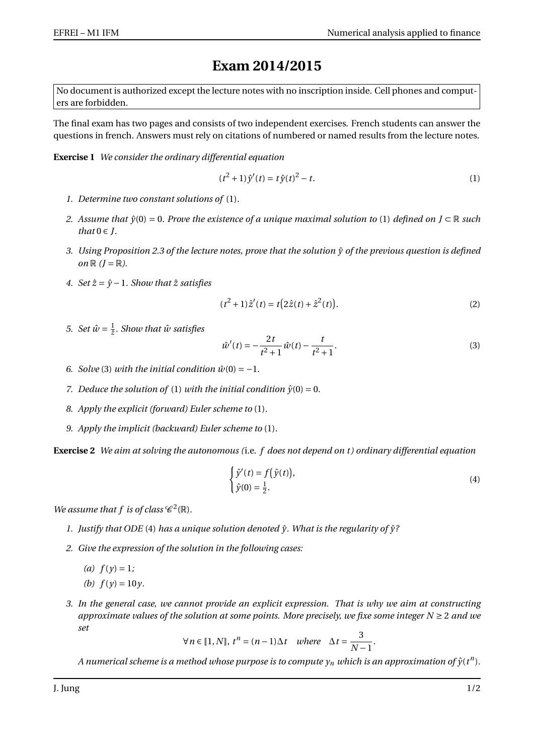# Exam 2014/2015

No document is authorized except the lecture notes with no inscription inside. Cell phones and computers are forbidden.

The final exam has two pages and consists of two independent exercises. French students can answer the questions in french. Answers must rely on citations of numbered or named results from the lecture notes.

**Exercise 1** *We consider the ordinary differential equation*

$$(t^2+1)\hat{y}'(t) = t\,\hat{y}(t)^2 - t. \tag{1}$$

1. *Determine two constant solutions of* (1).
2. *Assume that* $\hat{y}(0) = 0$. *Prove the existence of a unique maximal solution to* (1) *defined on* $J \subset \mathbb{R}$ *such that* $0 \in J$.
3. *Using Proposition 2.3 of the lecture notes, prove that the solution* $\hat{y}$ *of the previous question is defined on* $\mathbb{R}$ *(*$J = \mathbb{R}$*).*
4. *Set* $\hat{z} = \hat{y} - 1$. *Show that* $\hat{z}$ *satisfies*
$$(t^2+1)\hat{z}'(t) = t\big(2\hat{z}(t) + \hat{z}^2(t)\big). \tag{2}$$
5. *Set* $\hat{w} = \frac{1}{\hat{z}}$. *Show that* $\hat{w}$ *satisfies*
$$\hat{w}'(t) = -\frac{2t}{t^2+1}\hat{w}(t) - \frac{t}{t^2+1}. \tag{3}$$
6. *Solve* (3) *with the initial condition* $\hat{w}(0) = -1$.
7. *Deduce the solution of* (1) *with the initial condition* $\hat{y}(0) = 0$.
8. *Apply the explicit (forward) Euler scheme to* (1).
9. *Apply the implicit (backward) Euler scheme to* (1).

**Exercise 2** *We aim at solving the autonomous (*i.e. $f$ *does not depend on* $t$*) ordinary differential equation*

$$\begin{cases} \hat{y}'(t) = f\big(\hat{y}(t)\big), \\ \hat{y}(0) = \frac{1}{2}. \end{cases} \tag{4}$$

*We assume that* $f$ *is of class* $\mathscr{C}^2(\mathbb{R})$.

1. *Justify that ODE* (4) *has a unique solution denoted* $\hat{y}$. *What is the regularity of* $\hat{y}$*?*
2. *Give the expression of the solution in the following cases:*
   (a) $f(y) = 1$;
   (b) $f(y) = 10y$.
3. *In the general case, we cannot provide an explicit expression. That is why we aim at constructing approximate values of the solution at some points. More precisely, we fix some integer* $N \geq 2$ *and we set*
$$\forall n \in [\![1, N]\!],\ t^n = (n-1)\Delta t \quad \text{where} \quad \Delta t = \frac{3}{N-1}.$$
*A numerical scheme is a method whose purpose is to compute* $y_n$ *which is an approximation of* $\hat{y}(t^n)$.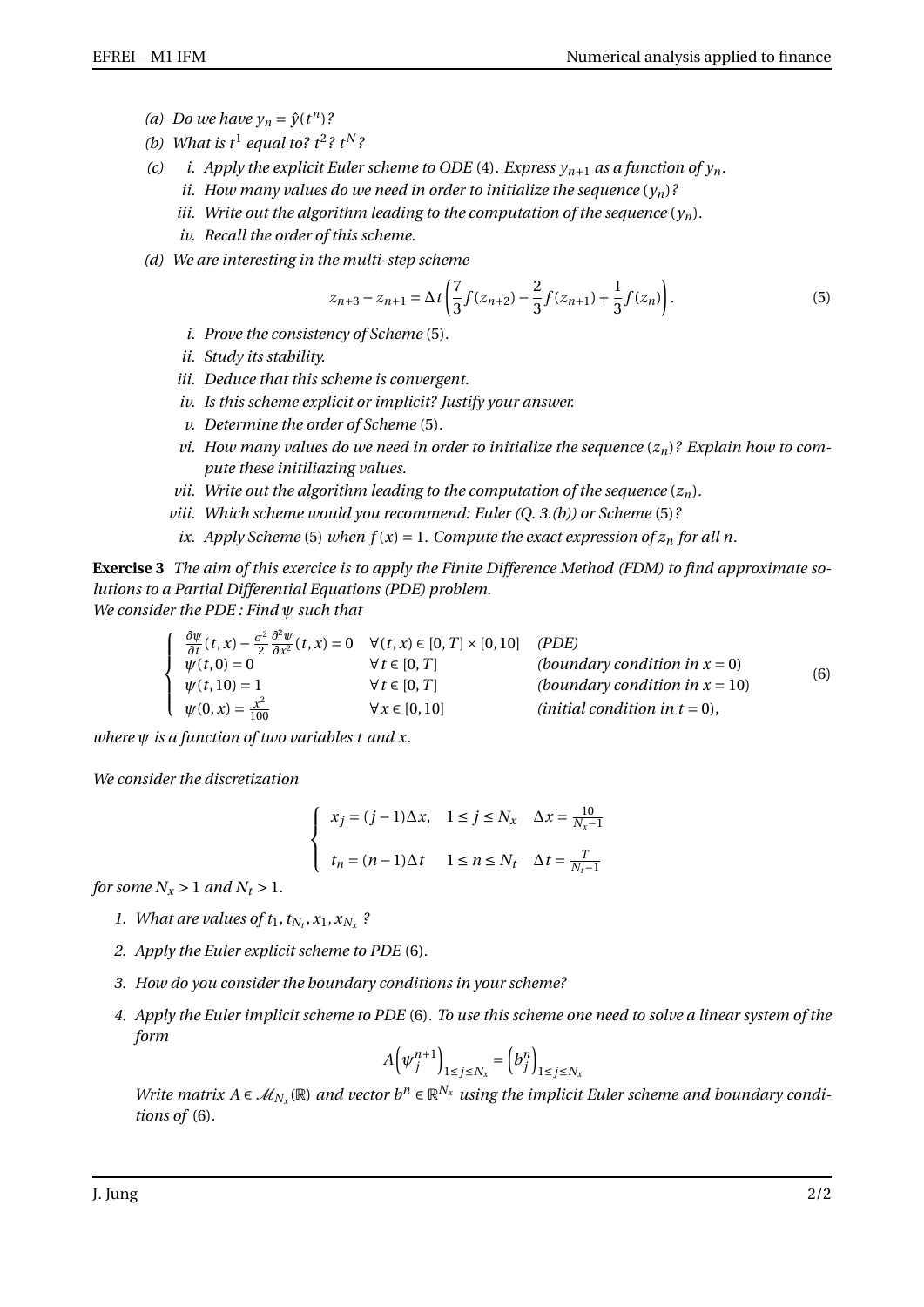*(a) Do we have $y_n = \hat{y}(t^n)$?*

*(b) What is $t^1$ equal to? $t^2$? $t^N$?*

*(c)*
   *i. Apply the explicit Euler scheme to ODE (4). Express $y_{n+1}$ as a function of $y_n$.*

   *ii. How many values do we need in order to initialize the sequence $(y_n)$?*

   *iii. Write out the algorithm leading to the computation of the sequence $(y_n)$.*

   *iv. Recall the order of this scheme.*

*(d) We are interesting in the multi-step scheme*

$$z_{n+3} - z_{n+1} = \Delta t \left( \frac{7}{3} f(z_{n+2}) - \frac{2}{3} f(z_{n+1}) + \frac{1}{3} f(z_n) \right). \tag{5}$$

   *i. Prove the consistency of Scheme (5).*

   *ii. Study its stability.*

   *iii. Deduce that this scheme is convergent.*

   *iv. Is this scheme explicit or implicit? Justify your answer.*

   *v. Determine the order of Scheme (5).*

   *vi. How many values do we need in order to initialize the sequence $(z_n)$? Explain how to compute these initiliazing values.*

   *vii. Write out the algorithm leading to the computation of the sequence $(z_n)$.*

   *viii. Which scheme would you recommend: Euler (Q. 3.(b)) or Scheme (5)?*

   *ix. Apply Scheme (5) when $f(x) = 1$. Compute the exact expression of $z_n$ for all $n$.*

**Exercise 3** *The aim of this exercice is to apply the Finite Difference Method (FDM) to find approximate solutions to a Partial Differential Equations (PDE) problem.*
*We consider the PDE : Find $\psi$ such that*

$$\begin{cases} \frac{\partial \psi}{\partial t}(t,x) - \frac{\sigma^2}{2} \frac{\partial^2 \psi}{\partial x^2}(t,x) = 0 & \forall (t,x) \in [0,T] \times [0,10] \quad \textit{(PDE)} \\ \psi(t,0) = 0 & \forall t \in [0,T] \quad \textit{(boundary condition in } x = 0) \\ \psi(t,10) = 1 & \forall t \in [0,T] \quad \textit{(boundary condition in } x = 10) \\ \psi(0,x) = \frac{x^2}{100} & \forall x \in [0,10] \quad \textit{(initial condition in } t = 0), \end{cases} \tag{6}$$

*where $\psi$ is a function of two variables $t$ and $x$.*

*We consider the discretization*

$$\begin{cases} x_j = (j-1)\Delta x, & 1 \le j \le N_x \quad \Delta x = \frac{10}{N_x - 1} \\ t_n = (n-1)\Delta t & 1 \le n \le N_t \quad \Delta t = \frac{T}{N_t - 1} \end{cases}$$

*for some $N_x > 1$ and $N_t > 1$.*

1. *What are values of $t_1, t_{N_t}, x_1, x_{N_x}$ ?*

2. *Apply the Euler explicit scheme to PDE (6).*

3. *How do you consider the boundary conditions in your scheme?*

4. *Apply the Euler implicit scheme to PDE (6). To use this scheme one need to solve a linear system of the form*

$$A \left( \psi_j^{n+1} \right)_{1 \le j \le N_x} = \left( b_j^n \right)_{1 \le j \le N_x}$$

   *Write matrix $A \in \mathcal{M}_{N_x}(\mathbb{R})$ and vector $b^n \in \mathbb{R}^{N_x}$ using the implicit Euler scheme and boundary conditions of (6).*